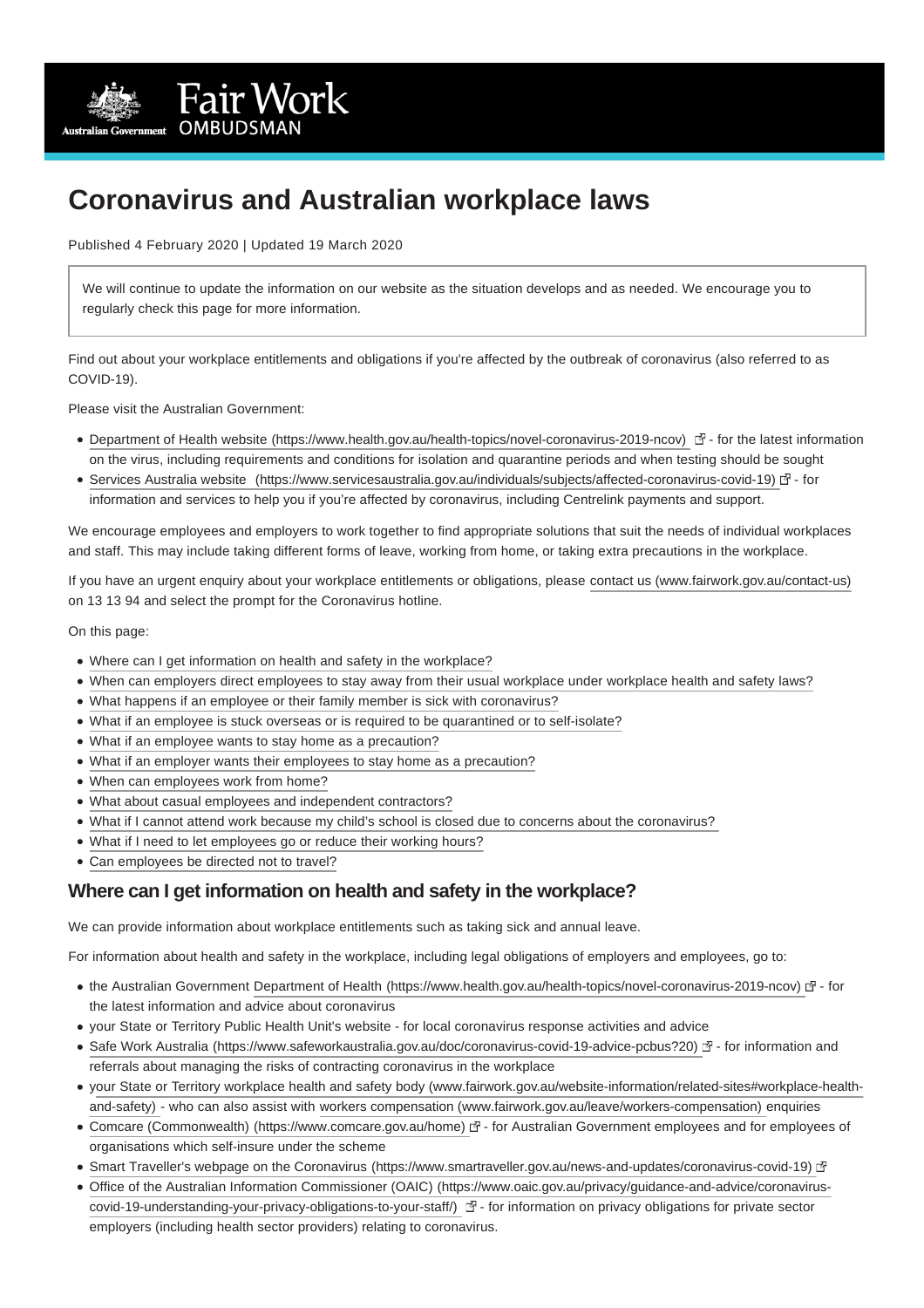# Coronavirus and Australian workplace laws

Published 4 February 2020 | Updated 19 March 2020

> We will continue to update the information on our website as the situation develops and as needed. We encourage you to regularly check this page for more information.

Find out about your workplace entitlements and obligations if you're affected by the outbreak of coronavirus (also referred to as COVID-19).

Please visit the Australian Government:

- Department of Health website (https://www.health.gov.au/health-topics/novel-coronavirus-2019-ncov) - for the latest information on the virus, including requirements and conditions for isolation and quarantine periods and when testing should be sought
- Services Australia website (https://www.servicesaustralia.gov.au/individuals/subjects/affected-coronavirus-covid-19) - for information and services to help you if you're affected by coronavirus, including Centrelink payments and support.

We encourage employees and employers to work together to find appropriate solutions that suit the needs of individual workplaces and staff. This may include taking different forms of leave, working from home, or taking extra precautions in the workplace.

If you have an urgent enquiry about your workplace entitlements or obligations, please contact us (www.fairwork.gov.au/contact-us) on 13 13 94 and select the prompt for the Coronavirus hotline.

On this page:

- Where can I get information on health and safety in the workplace?
- When can employers direct employees to stay away from their usual workplace under workplace health and safety laws?
- What happens if an employee or their family member is sick with coronavirus?
- What if an employee is stuck overseas or is required to be quarantined or to self-isolate?
- What if an employee wants to stay home as a precaution?
- What if an employer wants their employees to stay home as a precaution?
- When can employees work from home?
- What about casual employees and independent contractors?
- What if I cannot attend work because my child's school is closed due to concerns about the coronavirus?
- What if I need to let employees go or reduce their working hours?
- Can employees be directed not to travel?

## Where can I get information on health and safety in the workplace?

We can provide information about workplace entitlements such as taking sick and annual leave.

For information about health and safety in the workplace, including legal obligations of employers and employees, go to:

- the Australian Government Department of Health (https://www.health.gov.au/health-topics/novel-coronavirus-2019-ncov) - for the latest information and advice about coronavirus
- your State or Territory Public Health Unit's website - for local coronavirus response activities and advice
- Safe Work Australia (https://www.safeworkaustralia.gov.au/doc/coronavirus-covid-19-advice-pcbus?20) - for information and referrals about managing the risks of contracting coronavirus in the workplace
- your State or Territory workplace health and safety body (www.fairwork.gov.au/website-information/related-sites#workplace-health-and-safety) - who can also assist with workers compensation (www.fairwork.gov.au/leave/workers-compensation) enquiries
- Comcare (Commonwealth) (https://www.comcare.gov.au/home) - for Australian Government employees and for employees of organisations which self-insure under the scheme
- Smart Traveller's webpage on the Coronavirus (https://www.smartraveller.gov.au/news-and-updates/coronavirus-covid-19)
- Office of the Australian Information Commissioner (OAIC) (https://www.oaic.gov.au/privacy/guidance-and-advice/coronavirus-covid-19-understanding-your-privacy-obligations-to-your-staff/) - for information on privacy obligations for private sector employers (including health sector providers) relating to coronavirus.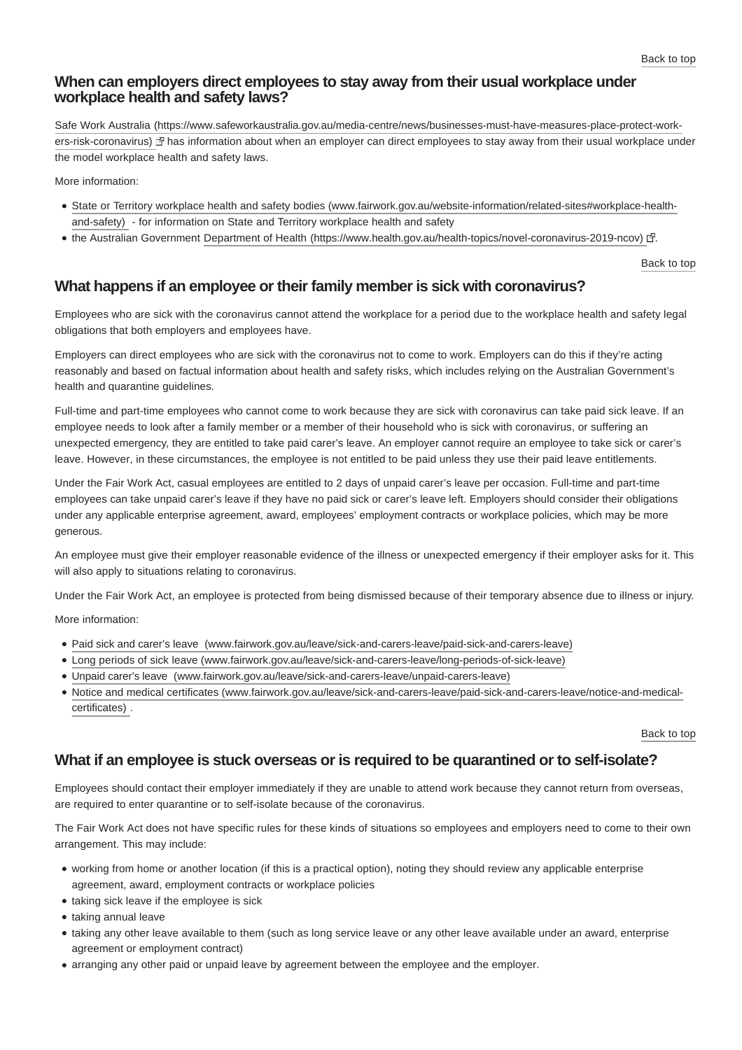## When can employers direct employees to stay away from their usual workplace under workplace health and safety laws?

Safe Work Australia (https://www.safeworkaustralia.gov.au/media-centre/news/businesses-must-have-measures-place-protect-workers-risk-coronavirus) has information about when an employer can direct employees to stay away from their usual workplace under the model workplace health and safety laws.

More information:

- State or Territory workplace health and safety bodies (www.fairwork.gov.au/website-information/related-sites#workplace-health-and-safety) - for information on State and Territory workplace health and safety
- the Australian Government Department of Health (https://www.health.gov.au/health-topics/novel-coronavirus-2019-ncov).

## What happens if an employee or their family member is sick with coronavirus?

Employees who are sick with the coronavirus cannot attend the workplace for a period due to the workplace health and safety legal obligations that both employers and employees have.

Employers can direct employees who are sick with the coronavirus not to come to work. Employers can do this if they're acting reasonably and based on factual information about health and safety risks, which includes relying on the Australian Government's health and quarantine guidelines.

Full-time and part-time employees who cannot come to work because they are sick with coronavirus can take paid sick leave. If an employee needs to look after a family member or a member of their household who is sick with coronavirus, or suffering an unexpected emergency, they are entitled to take paid carer's leave. An employer cannot require an employee to take sick or carer's leave. However, in these circumstances, the employee is not entitled to be paid unless they use their paid leave entitlements.

Under the Fair Work Act, casual employees are entitled to 2 days of unpaid carer's leave per occasion. Full-time and part-time employees can take unpaid carer's leave if they have no paid sick or carer's leave left. Employers should consider their obligations under any applicable enterprise agreement, award, employees' employment contracts or workplace policies, which may be more generous.

An employee must give their employer reasonable evidence of the illness or unexpected emergency if their employer asks for it. This will also apply to situations relating to coronavirus.

Under the Fair Work Act, an employee is protected from being dismissed because of their temporary absence due to illness or injury.

More information:

- Paid sick and carer's leave (www.fairwork.gov.au/leave/sick-and-carers-leave/paid-sick-and-carers-leave)
- Long periods of sick leave (www.fairwork.gov.au/leave/sick-and-carers-leave/long-periods-of-sick-leave)
- Unpaid carer's leave (www.fairwork.gov.au/leave/sick-and-carers-leave/unpaid-carers-leave)
- Notice and medical certificates (www.fairwork.gov.au/leave/sick-and-carers-leave/paid-sick-and-carers-leave/notice-and-medical-certificates) .

## What if an employee is stuck overseas or is required to be quarantined or to self-isolate?

Employees should contact their employer immediately if they are unable to attend work because they cannot return from overseas, are required to enter quarantine or to self-isolate because of the coronavirus.

The Fair Work Act does not have specific rules for these kinds of situations so employees and employers need to come to their own arrangement. This may include:

- working from home or another location (if this is a practical option), noting they should review any applicable enterprise agreement, award, employment contracts or workplace policies
- taking sick leave if the employee is sick
- taking annual leave
- taking any other leave available to them (such as long service leave or any other leave available under an award, enterprise agreement or employment contract)
- arranging any other paid or unpaid leave by agreement between the employee and the employer.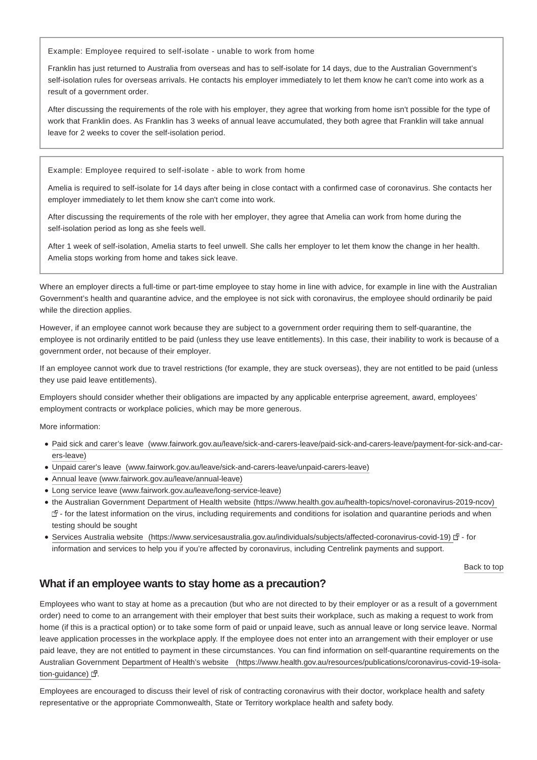> Example: Employee required to self-isolate - unable to work from home
>
> Franklin has just returned to Australia from overseas and has to self-isolate for 14 days, due to the Australian Government's self-isolation rules for overseas arrivals. He contacts his employer immediately to let them know he can't come into work as a result of a government order.
>
> After discussing the requirements of the role with his employer, they agree that working from home isn't possible for the type of work that Franklin does. As Franklin has 3 weeks of annual leave accumulated, they both agree that Franklin will take annual leave for 2 weeks to cover the self-isolation period.

> Example: Employee required to self-isolate - able to work from home
>
> Amelia is required to self-isolate for 14 days after being in close contact with a confirmed case of coronavirus. She contacts her employer immediately to let them know she can't come into work.
>
> After discussing the requirements of the role with her employer, they agree that Amelia can work from home during the self-isolation period as long as she feels well.
>
> After 1 week of self-isolation, Amelia starts to feel unwell. She calls her employer to let them know the change in her health. Amelia stops working from home and takes sick leave.

Where an employer directs a full-time or part-time employee to stay home in line with advice, for example in line with the Australian Government's health and quarantine advice, and the employee is not sick with coronavirus, the employee should ordinarily be paid while the direction applies.

However, if an employee cannot work because they are subject to a government order requiring them to self-quarantine, the employee is not ordinarily entitled to be paid (unless they use leave entitlements). In this case, their inability to work is because of a government order, not because of their employer.

If an employee cannot work due to travel restrictions (for example, they are stuck overseas), they are not entitled to be paid (unless they use paid leave entitlements).

Employers should consider whether their obligations are impacted by any applicable enterprise agreement, award, employees' employment contracts or workplace policies, which may be more generous.

More information:

- Paid sick and carer's leave (www.fairwork.gov.au/leave/sick-and-carers-leave/paid-sick-and-carers-leave/payment-for-sick-and-carers-leave)
- Unpaid carer's leave (www.fairwork.gov.au/leave/sick-and-carers-leave/unpaid-carers-leave)
- Annual leave (www.fairwork.gov.au/leave/annual-leave)
- Long service leave (www.fairwork.gov.au/leave/long-service-leave)
- the Australian Government Department of Health website (https://www.health.gov.au/health-topics/novel-coronavirus-2019-ncov) - for the latest information on the virus, including requirements and conditions for isolation and quarantine periods and when testing should be sought
- Services Australia website (https://www.servicesaustralia.gov.au/individuals/subjects/affected-coronavirus-covid-19) - for information and services to help you if you're affected by coronavirus, including Centrelink payments and support.

Back to top

## What if an employee wants to stay home as a precaution?

Employees who want to stay at home as a precaution (but who are not directed to by their employer or as a result of a government order) need to come to an arrangement with their employer that best suits their workplace, such as making a request to work from home (if this is a practical option) or to take some form of paid or unpaid leave, such as annual leave or long service leave. Normal leave application processes in the workplace apply. If the employee does not enter into an arrangement with their employer or use paid leave, they are not entitled to payment in these circumstances. You can find information on self-quarantine requirements on the Australian Government Department of Health's website (https://www.health.gov.au/resources/publications/coronavirus-covid-19-isolation-guidance).

Employees are encouraged to discuss their level of risk of contracting coronavirus with their doctor, workplace health and safety representative or the appropriate Commonwealth, State or Territory workplace health and safety body.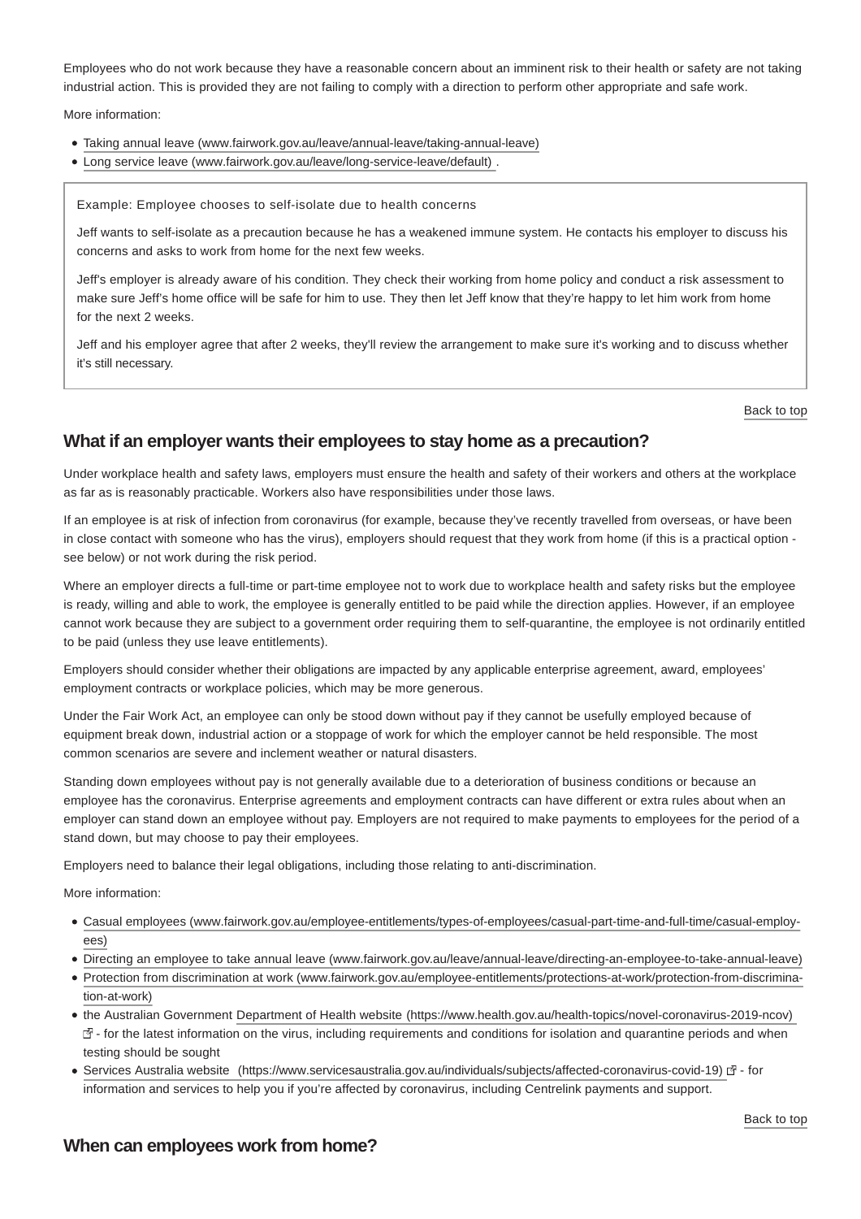Employees who do not work because they have a reasonable concern about an imminent risk to their health or safety are not taking industrial action. This is provided they are not failing to comply with a direction to perform other appropriate and safe work.

More information:

- Taking annual leave (www.fairwork.gov.au/leave/annual-leave/taking-annual-leave)
- Long service leave (www.fairwork.gov.au/leave/long-service-leave/default) .

> Example: Employee chooses to self-isolate due to health concerns
>
> Jeff wants to self-isolate as a precaution because he has a weakened immune system. He contacts his employer to discuss his concerns and asks to work from home for the next few weeks.
>
> Jeff's employer is already aware of his condition. They check their working from home policy and conduct a risk assessment to make sure Jeff's home office will be safe for him to use. They then let Jeff know that they're happy to let him work from home for the next 2 weeks.
>
> Jeff and his employer agree that after 2 weeks, they'll review the arrangement to make sure it's working and to discuss whether it's still necessary.

Back to top

## What if an employer wants their employees to stay home as a precaution?

Under workplace health and safety laws, employers must ensure the health and safety of their workers and others at the workplace as far as is reasonably practicable. Workers also have responsibilities under those laws.

If an employee is at risk of infection from coronavirus (for example, because they've recently travelled from overseas, or have been in close contact with someone who has the virus), employers should request that they work from home (if this is a practical option - see below) or not work during the risk period.

Where an employer directs a full-time or part-time employee not to work due to workplace health and safety risks but the employee is ready, willing and able to work, the employee is generally entitled to be paid while the direction applies. However, if an employee cannot work because they are subject to a government order requiring them to self-quarantine, the employee is not ordinarily entitled to be paid (unless they use leave entitlements).

Employers should consider whether their obligations are impacted by any applicable enterprise agreement, award, employees' employment contracts or workplace policies, which may be more generous.

Under the Fair Work Act, an employee can only be stood down without pay if they cannot be usefully employed because of equipment break down, industrial action or a stoppage of work for which the employer cannot be held responsible. The most common scenarios are severe and inclement weather or natural disasters.

Standing down employees without pay is not generally available due to a deterioration of business conditions or because an employee has the coronavirus. Enterprise agreements and employment contracts can have different or extra rules about when an employer can stand down an employee without pay. Employers are not required to make payments to employees for the period of a stand down, but may choose to pay their employees.

Employers need to balance their legal obligations, including those relating to anti-discrimination.

More information:

- Casual employees (www.fairwork.gov.au/employee-entitlements/types-of-employees/casual-part-time-and-full-time/casual-employees)
- Directing an employee to take annual leave (www.fairwork.gov.au/leave/annual-leave/directing-an-employee-to-take-annual-leave)
- Protection from discrimination at work (www.fairwork.gov.au/employee-entitlements/protections-at-work/protection-from-discrimination-at-work)
- the Australian Government Department of Health website (https://www.health.gov.au/health-topics/novel-coronavirus-2019-ncov) - for the latest information on the virus, including requirements and conditions for isolation and quarantine periods and when testing should be sought
- Services Australia website (https://www.servicesaustralia.gov.au/individuals/subjects/affected-coronavirus-covid-19) - for information and services to help you if you're affected by coronavirus, including Centrelink payments and support.

Back to top

## When can employees work from home?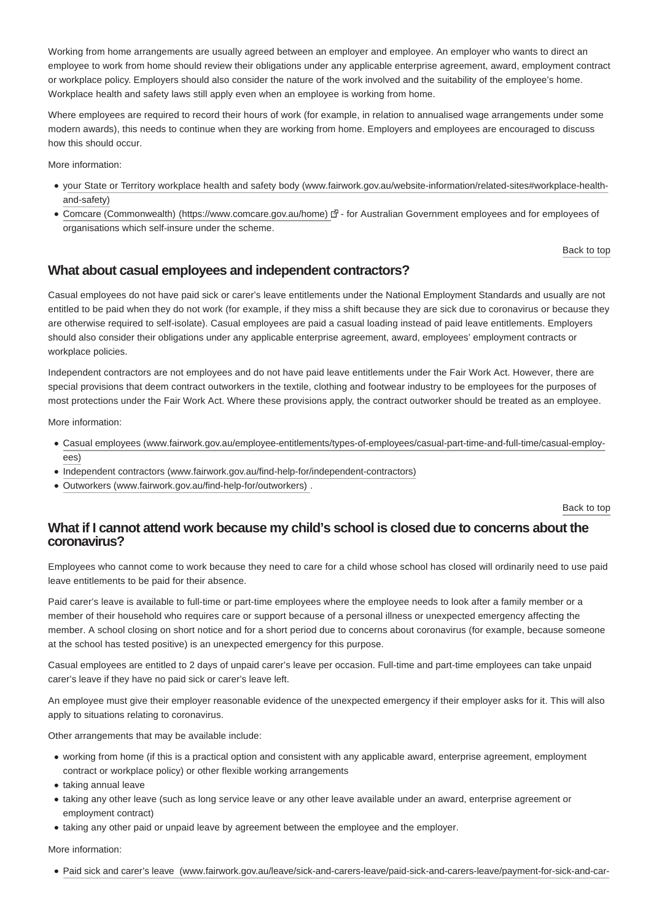Working from home arrangements are usually agreed between an employer and employee. An employer who wants to direct an employee to work from home should review their obligations under any applicable enterprise agreement, award, employment contract or workplace policy. Employers should also consider the nature of the work involved and the suitability of the employee's home. Workplace health and safety laws still apply even when an employee is working from home.

Where employees are required to record their hours of work (for example, in relation to annualised wage arrangements under some modern awards), this needs to continue when they are working from home. Employers and employees are encouraged to discuss how this should occur.

More information:

- your State or Territory workplace health and safety body (www.fairwork.gov.au/website-information/related-sites#workplace-health-and-safety)
- Comcare (Commonwealth) (https://www.comcare.gov.au/home) - for Australian Government employees and for employees of organisations which self-insure under the scheme.

Back to top

## What about casual employees and independent contractors?

Casual employees do not have paid sick or carer's leave entitlements under the National Employment Standards and usually are not entitled to be paid when they do not work (for example, if they miss a shift because they are sick due to coronavirus or because they are otherwise required to self-isolate). Casual employees are paid a casual loading instead of paid leave entitlements. Employers should also consider their obligations under any applicable enterprise agreement, award, employees' employment contracts or workplace policies.

Independent contractors are not employees and do not have paid leave entitlements under the Fair Work Act. However, there are special provisions that deem contract outworkers in the textile, clothing and footwear industry to be employees for the purposes of most protections under the Fair Work Act. Where these provisions apply, the contract outworker should be treated as an employee.

More information:

- Casual employees (www.fairwork.gov.au/employee-entitlements/types-of-employees/casual-part-time-and-full-time/casual-employees)
- Independent contractors (www.fairwork.gov.au/find-help-for/independent-contractors)
- Outworkers (www.fairwork.gov.au/find-help-for/outworkers) .

Back to top

## What if I cannot attend work because my child's school is closed due to concerns about the coronavirus?

Employees who cannot come to work because they need to care for a child whose school has closed will ordinarily need to use paid leave entitlements to be paid for their absence.

Paid carer's leave is available to full-time or part-time employees where the employee needs to look after a family member or a member of their household who requires care or support because of a personal illness or unexpected emergency affecting the member. A school closing on short notice and for a short period due to concerns about coronavirus (for example, because someone at the school has tested positive) is an unexpected emergency for this purpose.

Casual employees are entitled to 2 days of unpaid carer's leave per occasion. Full-time and part-time employees can take unpaid carer's leave if they have no paid sick or carer's leave left.

An employee must give their employer reasonable evidence of the unexpected emergency if their employer asks for it. This will also apply to situations relating to coronavirus.

Other arrangements that may be available include:

- working from home (if this is a practical option and consistent with any applicable award, enterprise agreement, employment contract or workplace policy) or other flexible working arrangements
- taking annual leave
- taking any other leave (such as long service leave or any other leave available under an award, enterprise agreement or employment contract)
- taking any other paid or unpaid leave by agreement between the employee and the employer.

More information:

- Paid sick and carer's leave (www.fairwork.gov.au/leave/sick-and-carers-leave/paid-sick-and-carers-leave/payment-for-sick-and-car-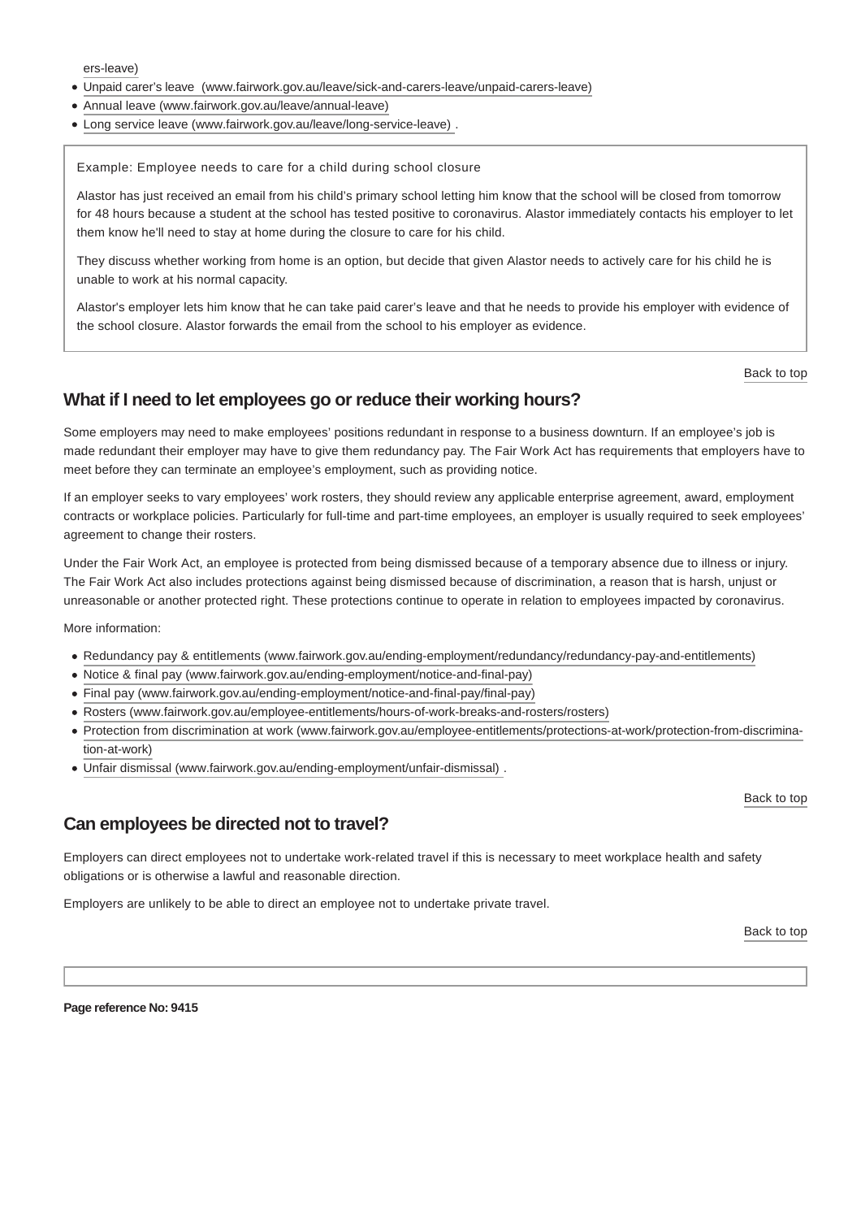ers-leave)

- Unpaid carer's leave (www.fairwork.gov.au/leave/sick-and-carers-leave/unpaid-carers-leave)
- Annual leave (www.fairwork.gov.au/leave/annual-leave)
- Long service leave (www.fairwork.gov.au/leave/long-service-leave) .

> Example: Employee needs to care for a child during school closure
>
> Alastor has just received an email from his child's primary school letting him know that the school will be closed from tomorrow for 48 hours because a student at the school has tested positive to coronavirus. Alastor immediately contacts his employer to let them know he'll need to stay at home during the closure to care for his child.
>
> They discuss whether working from home is an option, but decide that given Alastor needs to actively care for his child he is unable to work at his normal capacity.
>
> Alastor's employer lets him know that he can take paid carer's leave and that he needs to provide his employer with evidence of the school closure. Alastor forwards the email from the school to his employer as evidence.

Back to top

## What if I need to let employees go or reduce their working hours?

Some employers may need to make employees' positions redundant in response to a business downturn. If an employee's job is made redundant their employer may have to give them redundancy pay. The Fair Work Act has requirements that employers have to meet before they can terminate an employee's employment, such as providing notice.

If an employer seeks to vary employees' work rosters, they should review any applicable enterprise agreement, award, employment contracts or workplace policies. Particularly for full-time and part-time employees, an employer is usually required to seek employees' agreement to change their rosters.

Under the Fair Work Act, an employee is protected from being dismissed because of a temporary absence due to illness or injury. The Fair Work Act also includes protections against being dismissed because of discrimination, a reason that is harsh, unjust or unreasonable or another protected right. These protections continue to operate in relation to employees impacted by coronavirus.

More information:

- Redundancy pay & entitlements (www.fairwork.gov.au/ending-employment/redundancy/redundancy-pay-and-entitlements)
- Notice & final pay (www.fairwork.gov.au/ending-employment/notice-and-final-pay)
- Final pay (www.fairwork.gov.au/ending-employment/notice-and-final-pay/final-pay)
- Rosters (www.fairwork.gov.au/employee-entitlements/hours-of-work-breaks-and-rosters/rosters)
- Protection from discrimination at work (www.fairwork.gov.au/employee-entitlements/protections-at-work/protection-from-discrimination-at-work)
- Unfair dismissal (www.fairwork.gov.au/ending-employment/unfair-dismissal) .

Back to top

## Can employees be directed not to travel?

Employers can direct employees not to undertake work-related travel if this is necessary to meet workplace health and safety obligations or is otherwise a lawful and reasonable direction.

Employers are unlikely to be able to direct an employee not to undertake private travel.

Back to top

**Page reference No: 9415**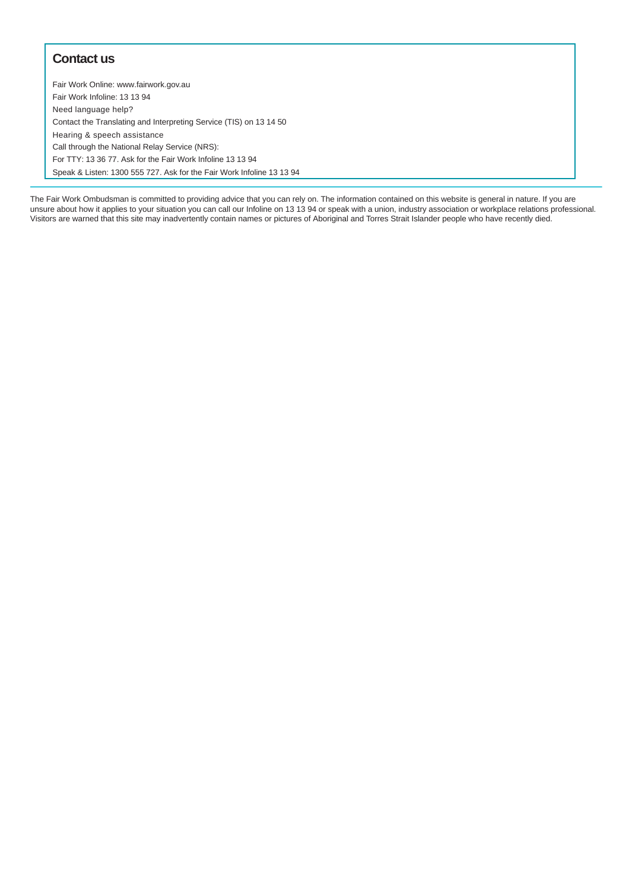## Contact us

Fair Work Online: www.fairwork.gov.au

Fair Work Infoline: 13 13 94

Need language help?

Contact the Translating and Interpreting Service (TIS) on 13 14 50

Hearing & speech assistance

Call through the National Relay Service (NRS):

For TTY: 13 36 77. Ask for the Fair Work Infoline 13 13 94

Speak & Listen: 1300 555 727. Ask for the Fair Work Infoline 13 13 94

---

The Fair Work Ombudsman is committed to providing advice that you can rely on. The information contained on this website is general in nature. If you are unsure about how it applies to your situation you can call our Infoline on 13 13 94 or speak with a union, industry association or workplace relations professional. Visitors are warned that this site may inadvertently contain names or pictures of Aboriginal and Torres Strait Islander people who have recently died.